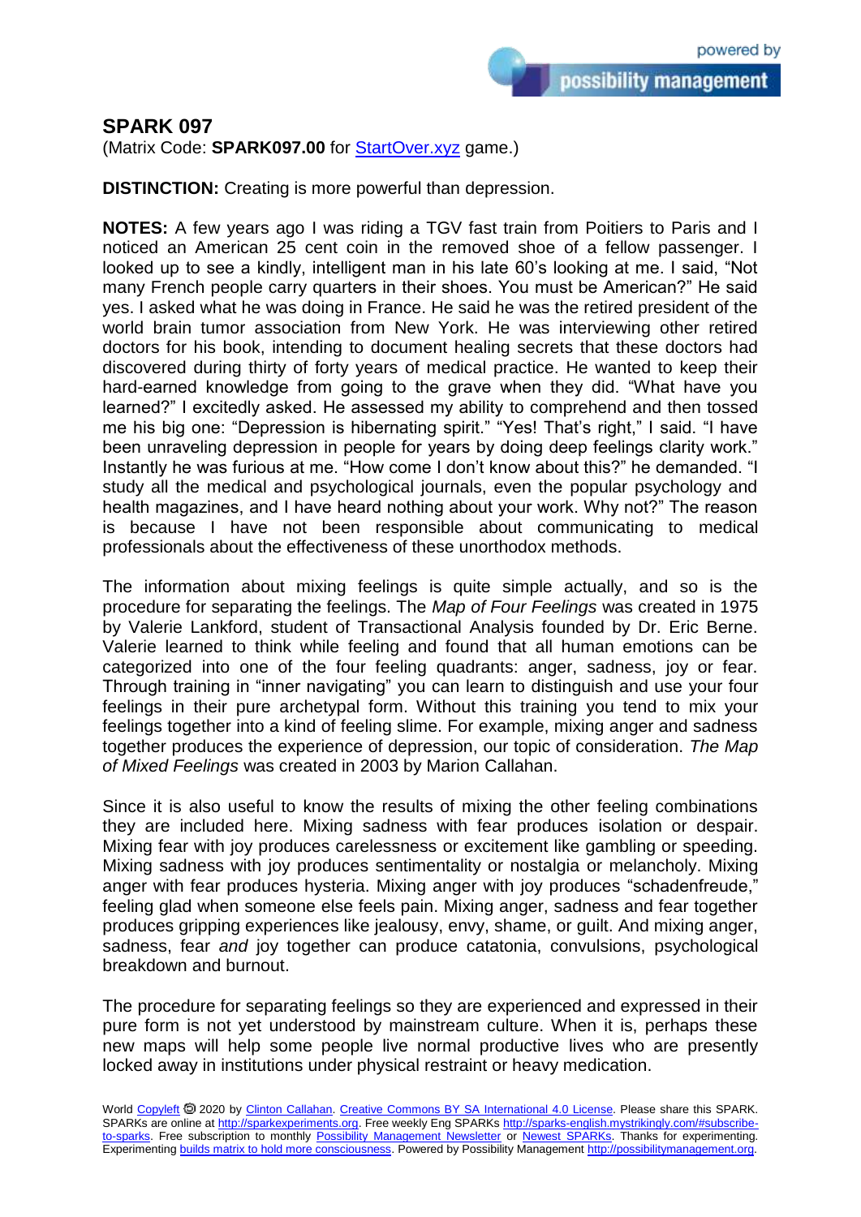# SPARK 097

(Matrix Code: **SPARK097.00** for StartOver.xyz game.)

**DISTINCTION:** Creating is more powerful than depression.

**NOTES:** A few years ago I was riding a TGV fast train from Poitiers to Paris and I noticed an American 25 cent coin in the removed shoe of a fellow passenger. I looked up to see a kindly, intelligent man in his late 60's looking at me. I said, "Not many French people carry quarters in their shoes. You must be American?" He said yes. I asked what he was doing in France. He said he was the retired president of the world brain tumor association from New York. He was interviewing other retired doctors for his book, intending to document healing secrets that these doctors had discovered during thirty of forty years of medical practice. He wanted to keep their hard-earned knowledge from going to the grave when they did. "What have you learned?" I excitedly asked. He assessed my ability to comprehend and then tossed me his big one: "Depression is hibernating spirit." "Yes! That's right," I said. "I have been unraveling depression in people for years by doing deep feelings clarity work." Instantly he was furious at me. "How come I don't know about this?" he demanded. "I study all the medical and psychological journals, even the popular psychology and health magazines, and I have heard nothing about your work. Why not?" The reason is because I have not been responsible about communicating to medical professionals about the effectiveness of these unorthodox methods.

The information about mixing feelings is quite simple actually, and so is the procedure for separating the feelings. The *Map of Four Feelings* was created in 1975 by Valerie Lankford, student of Transactional Analysis founded by Dr. Eric Berne. Valerie learned to think while feeling and found that all human emotions can be categorized into one of the four feeling quadrants: anger, sadness, joy or fear. Through training in "inner navigating" you can learn to distinguish and use your four feelings in their pure archetypal form. Without this training you tend to mix your feelings together into a kind of feeling slime. For example, mixing anger and sadness together produces the experience of depression, our topic of consideration. *The Map of Mixed Feelings* was created in 2003 by Marion Callahan.

Since it is also useful to know the results of mixing the other feeling combinations they are included here. Mixing sadness with fear produces isolation or despair. Mixing fear with joy produces carelessness or excitement like gambling or speeding. Mixing sadness with joy produces sentimentality or nostalgia or melancholy. Mixing anger with fear produces hysteria. Mixing anger with joy produces "schadenfreude," feeling glad when someone else feels pain. Mixing anger, sadness and fear together produces gripping experiences like jealousy, envy, shame, or guilt. And mixing anger, sadness, fear *and* joy together can produce catatonia, convulsions, psychological breakdown and burnout.

The procedure for separating feelings so they are experienced and expressed in their pure form is not yet understood by mainstream culture. When it is, perhaps these new maps will help some people live normal productive lives who are presently locked away in institutions under physical restraint or heavy medication.

World Copyleft 🄯 2020 by Clinton Callahan. Creative Commons BY SA International 4.0 License. Please share this SPARK. SPARKs are online at http://sparkexperiments.org. Free weekly Eng SPARKs http://sparks-english.mystrikingly.com/#subscribe-to-sparks. Free subscription to monthly Possibility Management Newsletter or Newest SPARKs. Thanks for experimenting. Experimenting builds matrix to hold more consciousness. Powered by Possibility Management http://possibilitymanagement.org.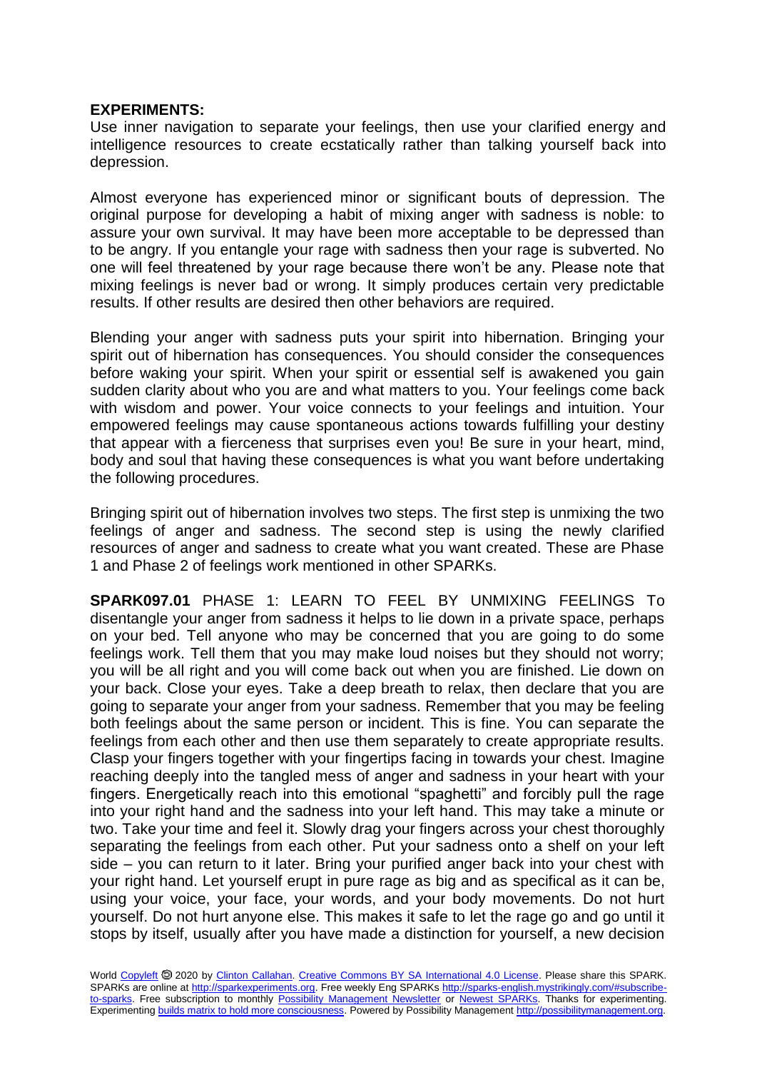**EXPERIMENTS:**

Use inner navigation to separate your feelings, then use your clarified energy and intelligence resources to create ecstatically rather than talking yourself back into depression.

Almost everyone has experienced minor or significant bouts of depression. The original purpose for developing a habit of mixing anger with sadness is noble: to assure your own survival. It may have been more acceptable to be depressed than to be angry. If you entangle your rage with sadness then your rage is subverted. No one will feel threatened by your rage because there won't be any. Please note that mixing feelings is never bad or wrong. It simply produces certain very predictable results. If other results are desired then other behaviors are required.

Blending your anger with sadness puts your spirit into hibernation. Bringing your spirit out of hibernation has consequences. You should consider the consequences before waking your spirit. When your spirit or essential self is awakened you gain sudden clarity about who you are and what matters to you. Your feelings come back with wisdom and power. Your voice connects to your feelings and intuition. Your empowered feelings may cause spontaneous actions towards fulfilling your destiny that appear with a fierceness that surprises even you! Be sure in your heart, mind, body and soul that having these consequences is what you want before undertaking the following procedures.

Bringing spirit out of hibernation involves two steps. The first step is unmixing the two feelings of anger and sadness. The second step is using the newly clarified resources of anger and sadness to create what you want created. These are Phase 1 and Phase 2 of feelings work mentioned in other SPARKs.

**SPARK097.01** PHASE 1: LEARN TO FEEL BY UNMIXING FEELINGS To disentangle your anger from sadness it helps to lie down in a private space, perhaps on your bed. Tell anyone who may be concerned that you are going to do some feelings work. Tell them that you may make loud noises but they should not worry; you will be all right and you will come back out when you are finished. Lie down on your back. Close your eyes. Take a deep breath to relax, then declare that you are going to separate your anger from your sadness. Remember that you may be feeling both feelings about the same person or incident. This is fine. You can separate the feelings from each other and then use them separately to create appropriate results. Clasp your fingers together with your fingertips facing in towards your chest. Imagine reaching deeply into the tangled mess of anger and sadness in your heart with your fingers. Energetically reach into this emotional "spaghetti" and forcibly pull the rage into your right hand and the sadness into your left hand. This may take a minute or two. Take your time and feel it. Slowly drag your fingers across your chest thoroughly separating the feelings from each other. Put your sadness onto a shelf on your left side – you can return to it later. Bring your purified anger back into your chest with your right hand. Let yourself erupt in pure rage as big and as specifical as it can be, using your voice, your face, your words, and your body movements. Do not hurt yourself. Do not hurt anyone else. This makes it safe to let the rage go and go until it stops by itself, usually after you have made a distinction for yourself, a new decision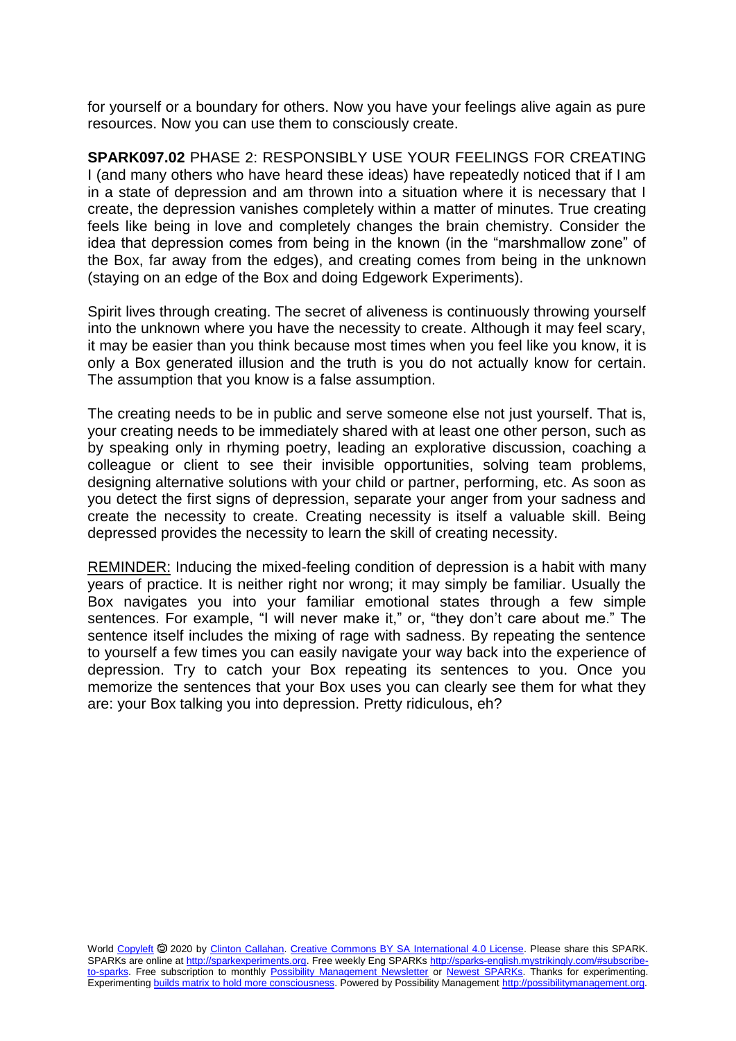for yourself or a boundary for others. Now you have your feelings alive again as pure resources. Now you can use them to consciously create.

**SPARK097.02** PHASE 2: RESPONSIBLY USE YOUR FEELINGS FOR CREATING
I (and many others who have heard these ideas) have repeatedly noticed that if I am in a state of depression and am thrown into a situation where it is necessary that I create, the depression vanishes completely within a matter of minutes. True creating feels like being in love and completely changes the brain chemistry. Consider the idea that depression comes from being in the known (in the "marshmallow zone" of the Box, far away from the edges), and creating comes from being in the unknown (staying on an edge of the Box and doing Edgework Experiments).

Spirit lives through creating. The secret of aliveness is continuously throwing yourself into the unknown where you have the necessity to create. Although it may feel scary, it may be easier than you think because most times when you feel like you know, it is only a Box generated illusion and the truth is you do not actually know for certain. The assumption that you know is a false assumption.

The creating needs to be in public and serve someone else not just yourself. That is, your creating needs to be immediately shared with at least one other person, such as by speaking only in rhyming poetry, leading an explorative discussion, coaching a colleague or client to see their invisible opportunities, solving team problems, designing alternative solutions with your child or partner, performing, etc. As soon as you detect the first signs of depression, separate your anger from your sadness and create the necessity to create. Creating necessity is itself a valuable skill. Being depressed provides the necessity to learn the skill of creating necessity.

REMINDER: Inducing the mixed-feeling condition of depression is a habit with many years of practice. It is neither right nor wrong; it may simply be familiar. Usually the Box navigates you into your familiar emotional states through a few simple sentences. For example, "I will never make it," or, "they don't care about me." The sentence itself includes the mixing of rage with sadness. By repeating the sentence to yourself a few times you can easily navigate your way back into the experience of depression. Try to catch your Box repeating its sentences to you. Once you memorize the sentences that your Box uses you can clearly see them for what they are: your Box talking you into depression. Pretty ridiculous, eh?

World Copyleft 🄯 2020 by Clinton Callahan. Creative Commons BY SA International 4.0 License. Please share this SPARK. SPARKs are online at http://sparkexperiments.org. Free weekly Eng SPARKs http://sparks-english.mystrikingly.com/#subscribe-to-sparks. Free subscription to monthly Possibility Management Newsletter or Newest SPARKs. Thanks for experimenting. Experimenting builds matrix to hold more consciousness. Powered by Possibility Management http://possibilitymanagement.org.